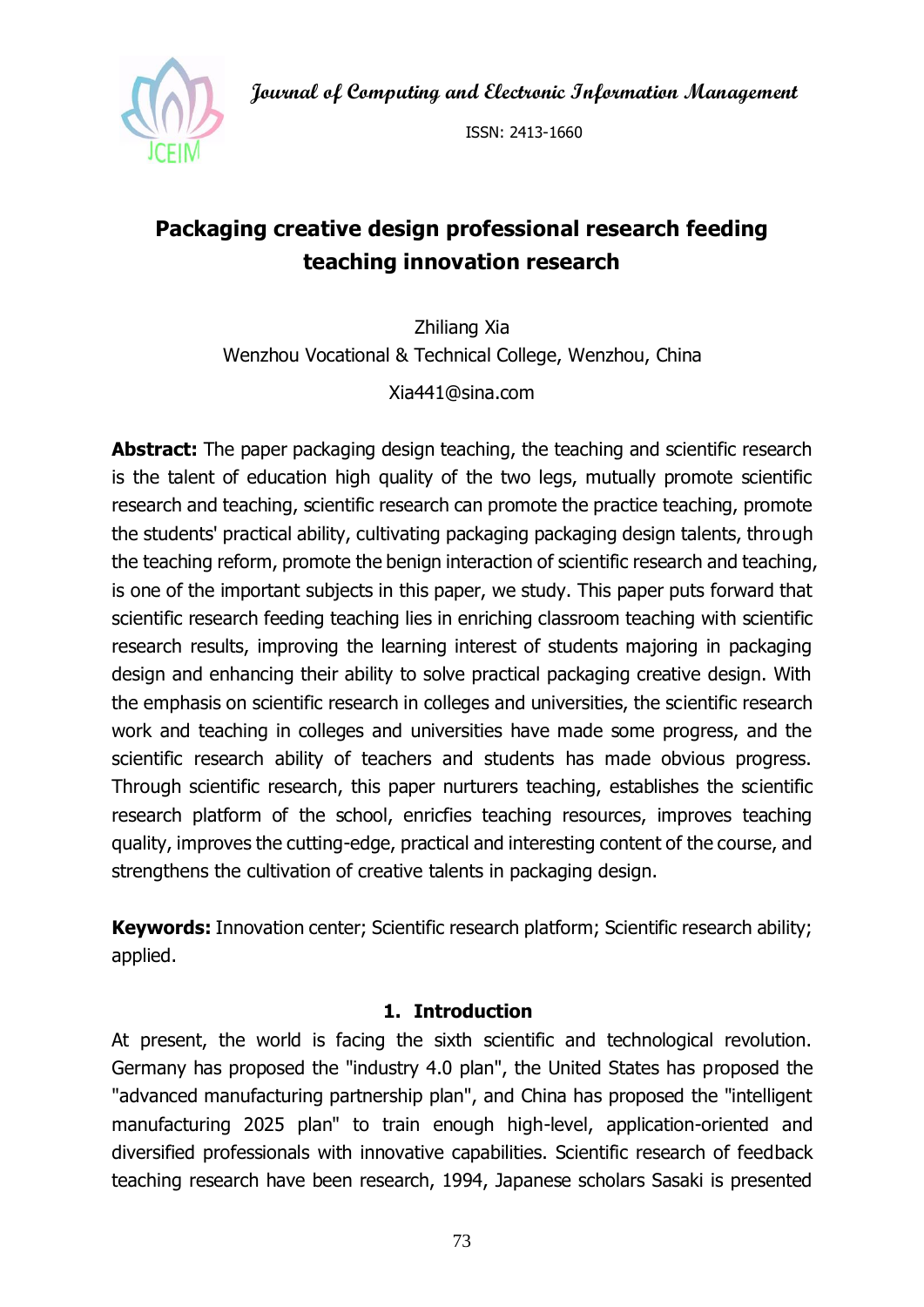# Packaging creative design professional research feeding teaching innovation research

Zhiliang Xia

Wenzhou Vocational & Technical College, Wenzhou, China

Xia441@sina.com

**Abstract:** The paper packaging design teaching, the teaching and scientific research is the talent of education high quality of the two legs, mutually promote scientific research and teaching, scientific research can promote the practice teaching, promote the students' practical ability, cultivating packaging packaging design talents, through the teaching reform, promote the benign interaction of scientific research and teaching, is one of the important subjects in this paper, we study. This paper puts forward that scientific research feeding teaching lies in enriching classroom teaching with scientific research results, improving the learning interest of students majoring in packaging design and enhancing their ability to solve practical packaging creative design. With the emphasis on scientific research in colleges and universities, the scientific research work and teaching in colleges and universities have made some progress, and the scientific research ability of teachers and students has made obvious progress. Through scientific research, this paper nurturers teaching, establishes the scientific research platform of the school, enricfies teaching resources, improves teaching quality, improves the cutting-edge, practical and interesting content of the course, and strengthens the cultivation of creative talents in packaging design.

**Keywords:** Innovation center; Scientific research platform; Scientific research ability; applied.

## 1. Introduction

At present, the world is facing the sixth scientific and technological revolution. Germany has proposed the "industry 4.0 plan", the United States has proposed the "advanced manufacturing partnership plan", and China has proposed the "intelligent manufacturing 2025 plan" to train enough high-level, application-oriented and diversified professionals with innovative capabilities. Scientific research of feedback teaching research have been research, 1994, Japanese scholars Sasaki is presented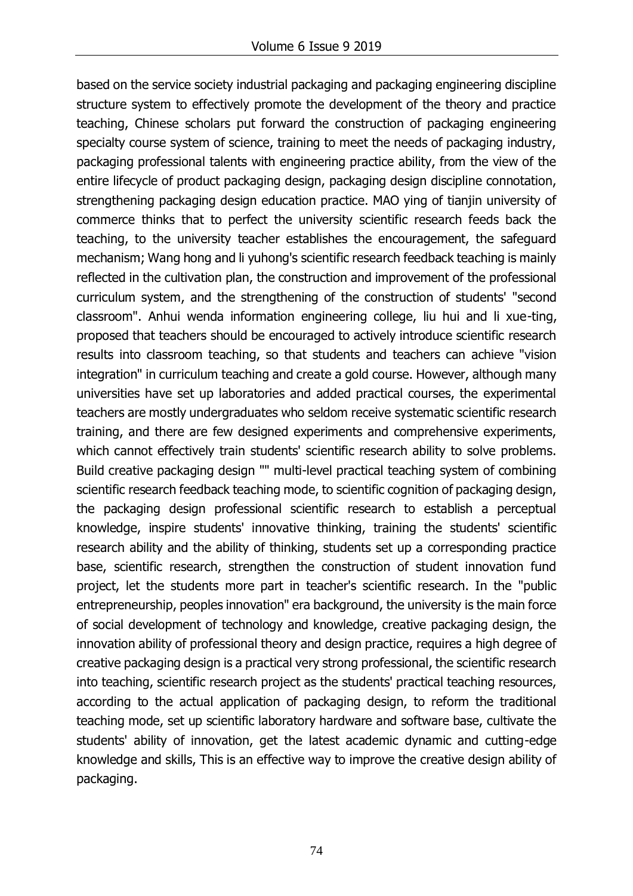based on the service society industrial packaging and packaging engineering discipline structure system to effectively promote the development of the theory and practice teaching, Chinese scholars put forward the construction of packaging engineering specialty course system of science, training to meet the needs of packaging industry, packaging professional talents with engineering practice ability, from the view of the entire lifecycle of product packaging design, packaging design discipline connotation, strengthening packaging design education practice. MAO ying of tianjin university of commerce thinks that to perfect the university scientific research feeds back the teaching, to the university teacher establishes the encouragement, the safeguard mechanism; Wang hong and li yuhong's scientific research feedback teaching is mainly reflected in the cultivation plan, the construction and improvement of the professional curriculum system, and the strengthening of the construction of students' "second classroom". Anhui wenda information engineering college, liu hui and li xue-ting, proposed that teachers should be encouraged to actively introduce scientific research results into classroom teaching, so that students and teachers can achieve "vision integration" in curriculum teaching and create a gold course. However, although many universities have set up laboratories and added practical courses, the experimental teachers are mostly undergraduates who seldom receive systematic scientific research training, and there are few designed experiments and comprehensive experiments, which cannot effectively train students' scientific research ability to solve problems. Build creative packaging design "" multi-level practical teaching system of combining scientific research feedback teaching mode, to scientific cognition of packaging design, the packaging design professional scientific research to establish a perceptual knowledge, inspire students' innovative thinking, training the students' scientific research ability and the ability of thinking, students set up a corresponding practice base, scientific research, strengthen the construction of student innovation fund project, let the students more part in teacher's scientific research. In the "public entrepreneurship, peoples innovation" era background, the university is the main force of social development of technology and knowledge, creative packaging design, the innovation ability of professional theory and design practice, requires a high degree of creative packaging design is a practical very strong professional, the scientific research into teaching, scientific research project as the students' practical teaching resources, according to the actual application of packaging design, to reform the traditional teaching mode, set up scientific laboratory hardware and software base, cultivate the students' ability of innovation, get the latest academic dynamic and cutting-edge knowledge and skills, This is an effective way to improve the creative design ability of packaging.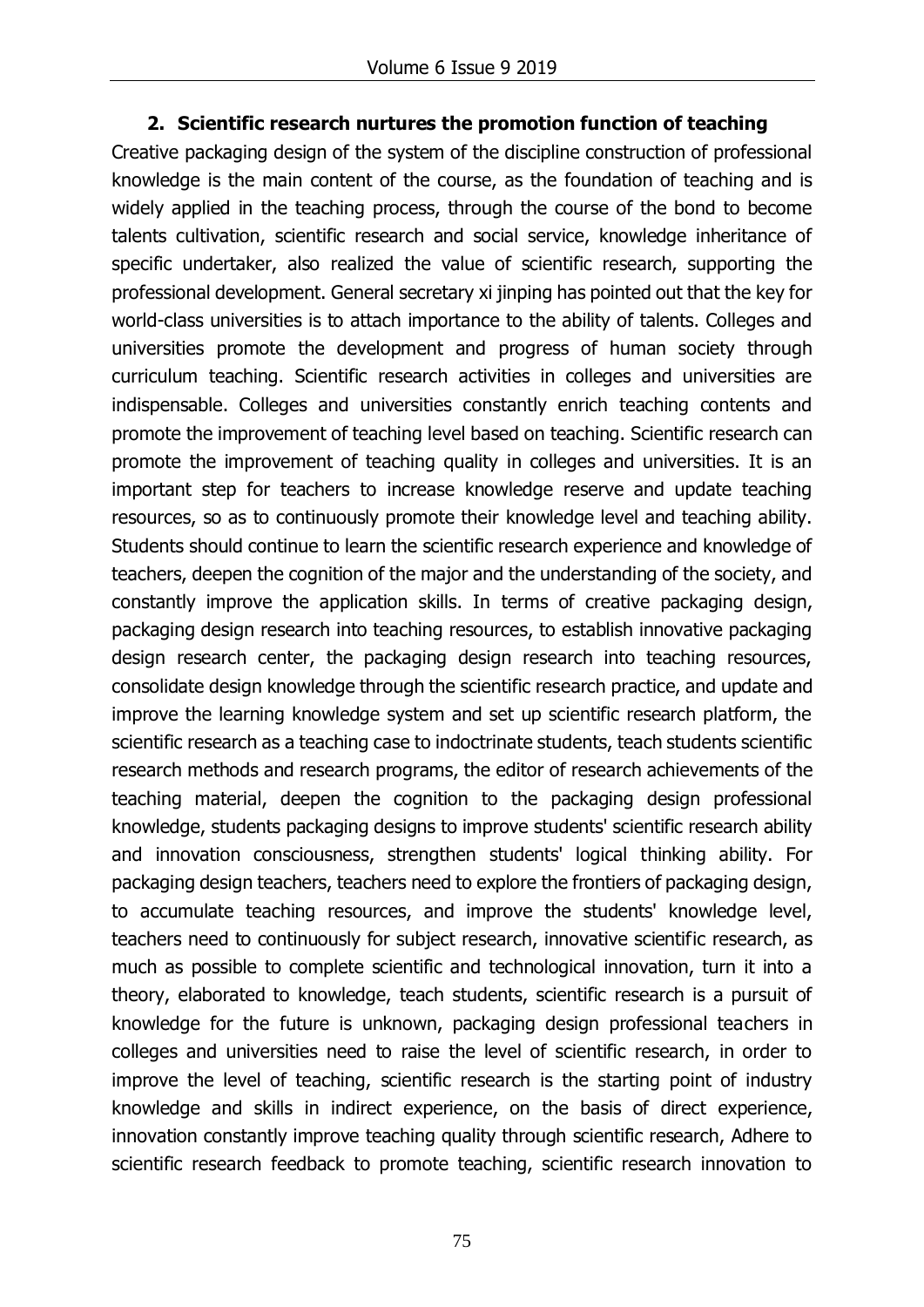## 2. Scientific research nurtures the promotion function of teaching

Creative packaging design of the system of the discipline construction of professional knowledge is the main content of the course, as the foundation of teaching and is widely applied in the teaching process, through the course of the bond to become talents cultivation, scientific research and social service, knowledge inheritance of specific undertaker, also realized the value of scientific research, supporting the professional development. General secretary xi jinping has pointed out that the key for world-class universities is to attach importance to the ability of talents. Colleges and universities promote the development and progress of human society through curriculum teaching. Scientific research activities in colleges and universities are indispensable. Colleges and universities constantly enrich teaching contents and promote the improvement of teaching level based on teaching. Scientific research can promote the improvement of teaching quality in colleges and universities. It is an important step for teachers to increase knowledge reserve and update teaching resources, so as to continuously promote their knowledge level and teaching ability. Students should continue to learn the scientific research experience and knowledge of teachers, deepen the cognition of the major and the understanding of the society, and constantly improve the application skills. In terms of creative packaging design, packaging design research into teaching resources, to establish innovative packaging design research center, the packaging design research into teaching resources, consolidate design knowledge through the scientific research practice, and update and improve the learning knowledge system and set up scientific research platform, the scientific research as a teaching case to indoctrinate students, teach students scientific research methods and research programs, the editor of research achievements of the teaching material, deepen the cognition to the packaging design professional knowledge, students packaging designs to improve students' scientific research ability and innovation consciousness, strengthen students' logical thinking ability. For packaging design teachers, teachers need to explore the frontiers of packaging design, to accumulate teaching resources, and improve the students' knowledge level, teachers need to continuously for subject research, innovative scientific research, as much as possible to complete scientific and technological innovation, turn it into a theory, elaborated to knowledge, teach students, scientific research is a pursuit of knowledge for the future is unknown, packaging design professional teachers in colleges and universities need to raise the level of scientific research, in order to improve the level of teaching, scientific research is the starting point of industry knowledge and skills in indirect experience, on the basis of direct experience, innovation constantly improve teaching quality through scientific research, Adhere to scientific research feedback to promote teaching, scientific research innovation to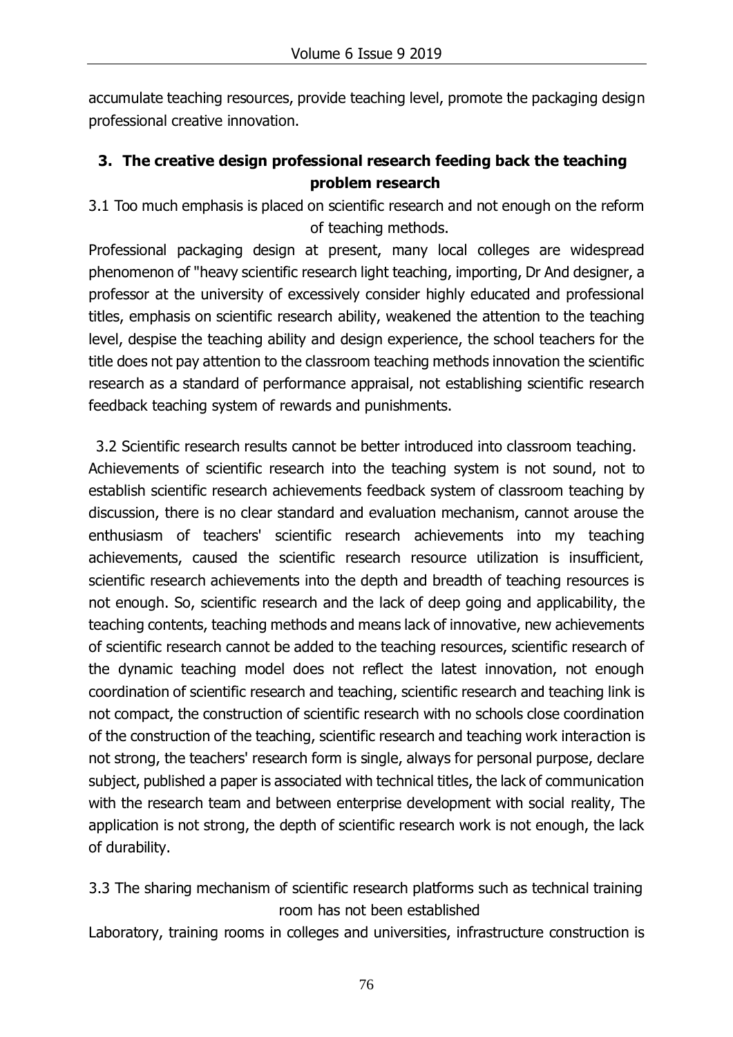accumulate teaching resources, provide teaching level, promote the packaging design professional creative innovation.

## 3. The creative design professional research feeding back the teaching problem research

### 3.1 Too much emphasis is placed on scientific research and not enough on the reform of teaching methods.

Professional packaging design at present, many local colleges are widespread phenomenon of "heavy scientific research light teaching, importing, Dr And designer, a professor at the university of excessively consider highly educated and professional titles, emphasis on scientific research ability, weakened the attention to the teaching level, despise the teaching ability and design experience, the school teachers for the title does not pay attention to the classroom teaching methods innovation the scientific research as a standard of performance appraisal, not establishing scientific research feedback teaching system of rewards and punishments.

### 3.2 Scientific research results cannot be better introduced into classroom teaching.

Achievements of scientific research into the teaching system is not sound, not to establish scientific research achievements feedback system of classroom teaching by discussion, there is no clear standard and evaluation mechanism, cannot arouse the enthusiasm of teachers' scientific research achievements into my teaching achievements, caused the scientific research resource utilization is insufficient, scientific research achievements into the depth and breadth of teaching resources is not enough. So, scientific research and the lack of deep going and applicability, the teaching contents, teaching methods and means lack of innovative, new achievements of scientific research cannot be added to the teaching resources, scientific research of the dynamic teaching model does not reflect the latest innovation, not enough coordination of scientific research and teaching, scientific research and teaching link is not compact, the construction of scientific research with no schools close coordination of the construction of the teaching, scientific research and teaching work interaction is not strong, the teachers' research form is single, always for personal purpose, declare subject, published a paper is associated with technical titles, the lack of communication with the research team and between enterprise development with social reality, The application is not strong, the depth of scientific research work is not enough, the lack of durability.

### 3.3 The sharing mechanism of scientific research platforms such as technical training room has not been established

Laboratory, training rooms in colleges and universities, infrastructure construction is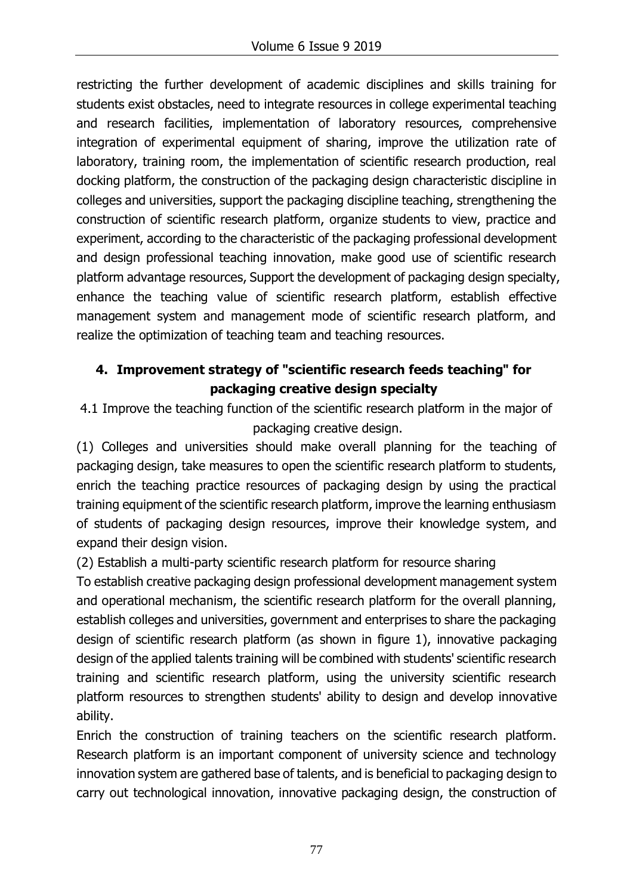restricting the further development of academic disciplines and skills training for students exist obstacles, need to integrate resources in college experimental teaching and research facilities, implementation of laboratory resources, comprehensive integration of experimental equipment of sharing, improve the utilization rate of laboratory, training room, the implementation of scientific research production, real docking platform, the construction of the packaging design characteristic discipline in colleges and universities, support the packaging discipline teaching, strengthening the construction of scientific research platform, organize students to view, practice and experiment, according to the characteristic of the packaging professional development and design professional teaching innovation, make good use of scientific research platform advantage resources, Support the development of packaging design specialty, enhance the teaching value of scientific research platform, establish effective management system and management mode of scientific research platform, and realize the optimization of teaching team and teaching resources.

## 4. Improvement strategy of "scientific research feeds teaching" for packaging creative design specialty

### 4.1 Improve the teaching function of the scientific research platform in the major of packaging creative design.

(1) Colleges and universities should make overall planning for the teaching of packaging design, take measures to open the scientific research platform to students, enrich the teaching practice resources of packaging design by using the practical training equipment of the scientific research platform, improve the learning enthusiasm of students of packaging design resources, improve their knowledge system, and expand their design vision.

(2) Establish a multi-party scientific research platform for resource sharing

To establish creative packaging design professional development management system and operational mechanism, the scientific research platform for the overall planning, establish colleges and universities, government and enterprises to share the packaging design of scientific research platform (as shown in figure 1), innovative packaging design of the applied talents training will be combined with students' scientific research training and scientific research platform, using the university scientific research platform resources to strengthen students' ability to design and develop innovative ability.

Enrich the construction of training teachers on the scientific research platform. Research platform is an important component of university science and technology innovation system are gathered base of talents, and is beneficial to packaging design to carry out technological innovation, innovative packaging design, the construction of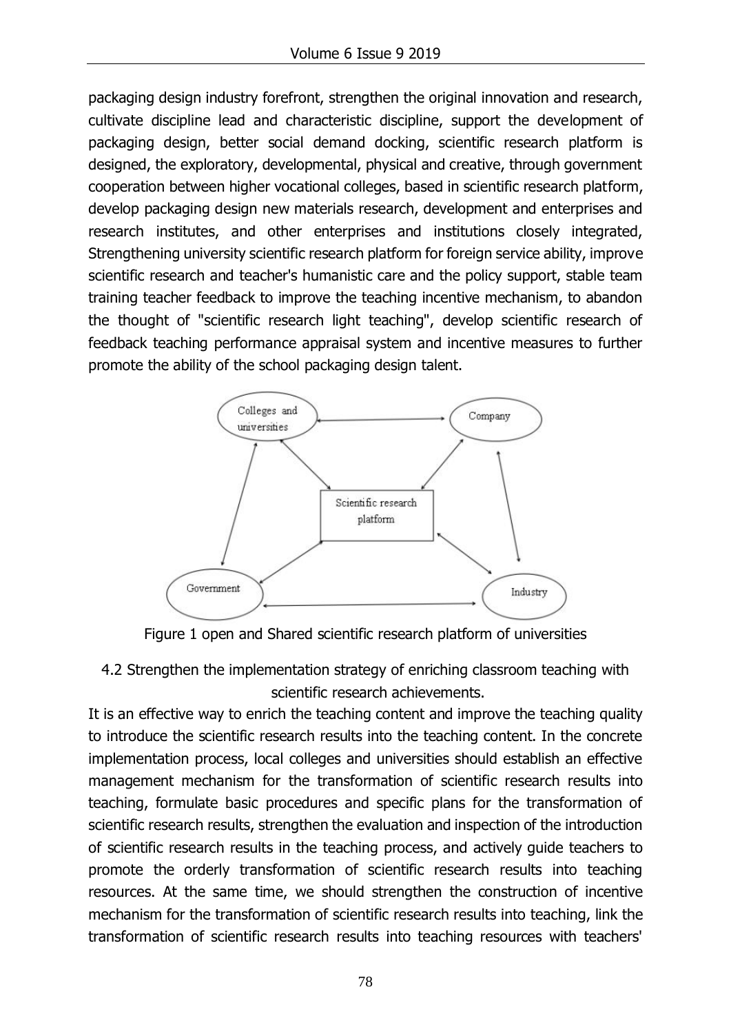packaging design industry forefront, strengthen the original innovation and research, cultivate discipline lead and characteristic discipline, support the development of packaging design, better social demand docking, scientific research platform is designed, the exploratory, developmental, physical and creative, through government cooperation between higher vocational colleges, based in scientific research platform, develop packaging design new materials research, development and enterprises and research institutes, and other enterprises and institutions closely integrated, Strengthening university scientific research platform for foreign service ability, improve scientific research and teacher's humanistic care and the policy support, stable team training teacher feedback to improve the teaching incentive mechanism, to abandon the thought of "scientific research light teaching", develop scientific research of feedback teaching performance appraisal system and incentive measures to further promote the ability of the school packaging design talent.

Figure 1 open and Shared scientific research platform of universities

### 4.2 Strengthen the implementation strategy of enriching classroom teaching with scientific research achievements.

It is an effective way to enrich the teaching content and improve the teaching quality to introduce the scientific research results into the teaching content. In the concrete implementation process, local colleges and universities should establish an effective management mechanism for the transformation of scientific research results into teaching, formulate basic procedures and specific plans for the transformation of scientific research results, strengthen the evaluation and inspection of the introduction of scientific research results in the teaching process, and actively guide teachers to promote the orderly transformation of scientific research results into teaching resources. At the same time, we should strengthen the construction of incentive mechanism for the transformation of scientific research results into teaching, link the transformation of scientific research results into teaching resources with teachers'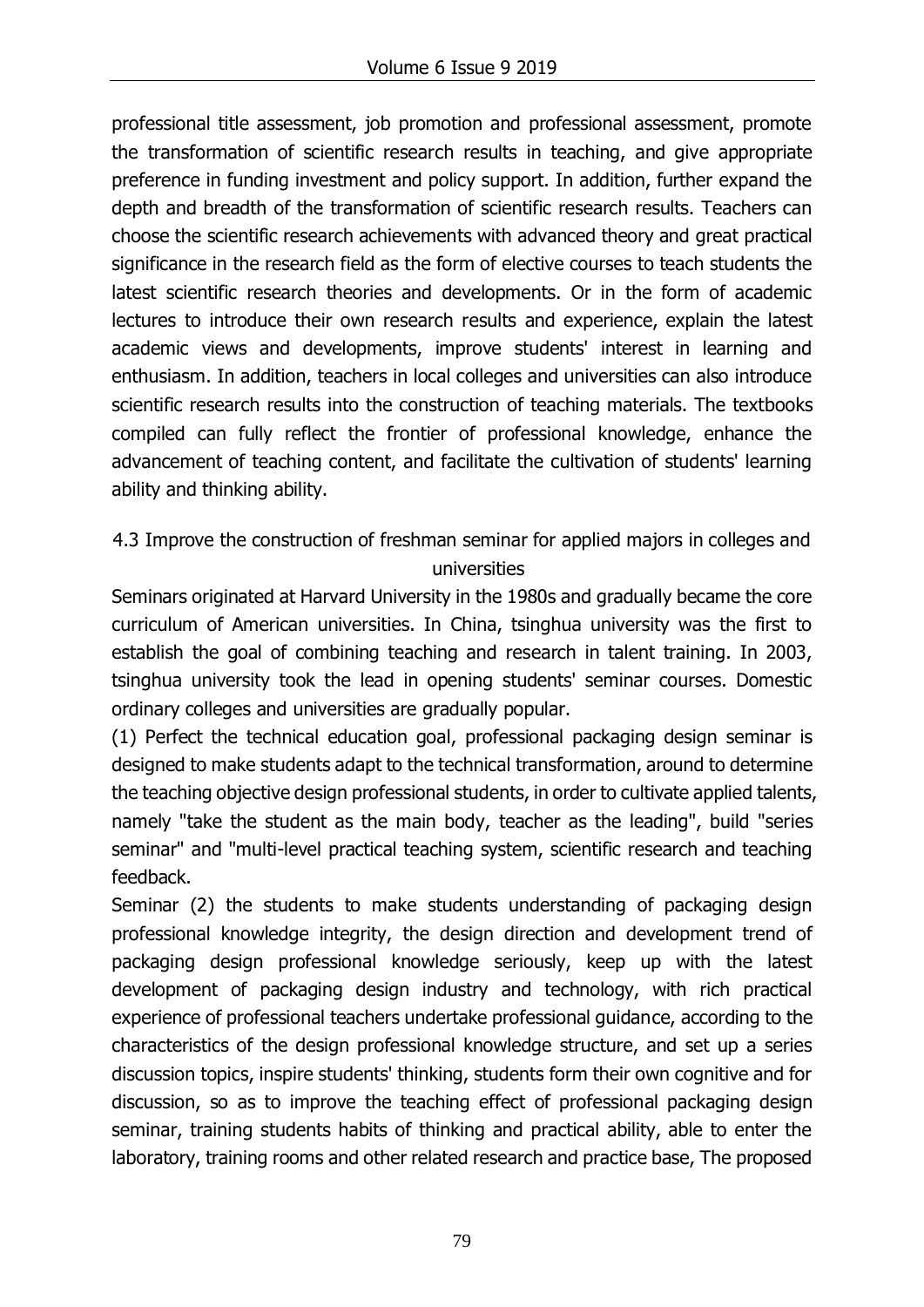professional title assessment, job promotion and professional assessment, promote the transformation of scientific research results in teaching, and give appropriate preference in funding investment and policy support. In addition, further expand the depth and breadth of the transformation of scientific research results. Teachers can choose the scientific research achievements with advanced theory and great practical significance in the research field as the form of elective courses to teach students the latest scientific research theories and developments. Or in the form of academic lectures to introduce their own research results and experience, explain the latest academic views and developments, improve students' interest in learning and enthusiasm. In addition, teachers in local colleges and universities can also introduce scientific research results into the construction of teaching materials. The textbooks compiled can fully reflect the frontier of professional knowledge, enhance the advancement of teaching content, and facilitate the cultivation of students' learning ability and thinking ability.

### 4.3 Improve the construction of freshman seminar for applied majors in colleges and universities

Seminars originated at Harvard University in the 1980s and gradually became the core curriculum of American universities. In China, tsinghua university was the first to establish the goal of combining teaching and research in talent training. In 2003, tsinghua university took the lead in opening students' seminar courses. Domestic ordinary colleges and universities are gradually popular.

(1) Perfect the technical education goal, professional packaging design seminar is designed to make students adapt to the technical transformation, around to determine the teaching objective design professional students, in order to cultivate applied talents, namely "take the student as the main body, teacher as the leading", build "series seminar" and "multi-level practical teaching system, scientific research and teaching feedback.

Seminar (2) the students to make students understanding of packaging design professional knowledge integrity, the design direction and development trend of packaging design professional knowledge seriously, keep up with the latest development of packaging design industry and technology, with rich practical experience of professional teachers undertake professional guidance, according to the characteristics of the design professional knowledge structure, and set up a series discussion topics, inspire students' thinking, students form their own cognitive and for discussion, so as to improve the teaching effect of professional packaging design seminar, training students habits of thinking and practical ability, able to enter the laboratory, training rooms and other related research and practice base, The proposed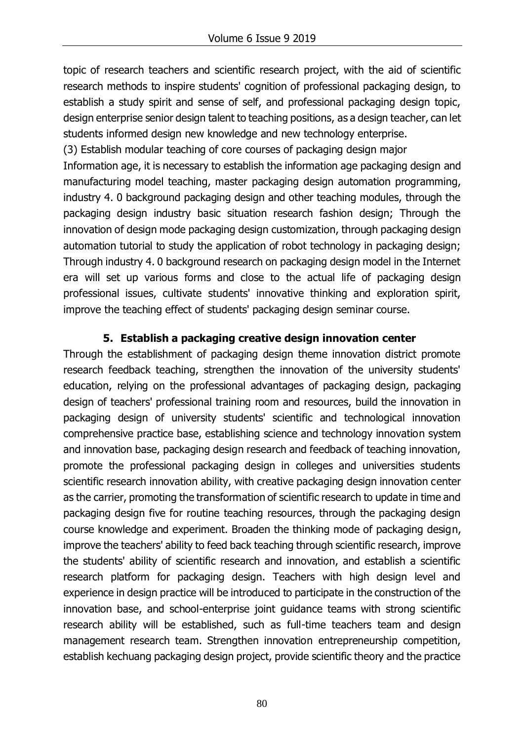topic of research teachers and scientific research project, with the aid of scientific research methods to inspire students' cognition of professional packaging design, to establish a study spirit and sense of self, and professional packaging design topic, design enterprise senior design talent to teaching positions, as a design teacher, can let students informed design new knowledge and new technology enterprise.

(3) Establish modular teaching of core courses of packaging design major

Information age, it is necessary to establish the information age packaging design and manufacturing model teaching, master packaging design automation programming, industry 4. 0 background packaging design and other teaching modules, through the packaging design industry basic situation research fashion design; Through the innovation of design mode packaging design customization, through packaging design automation tutorial to study the application of robot technology in packaging design; Through industry 4. 0 background research on packaging design model in the Internet era will set up various forms and close to the actual life of packaging design professional issues, cultivate students' innovative thinking and exploration spirit, improve the teaching effect of students' packaging design seminar course.

## 5. Establish a packaging creative design innovation center

Through the establishment of packaging design theme innovation district promote research feedback teaching, strengthen the innovation of the university students' education, relying on the professional advantages of packaging design, packaging design of teachers' professional training room and resources, build the innovation in packaging design of university students' scientific and technological innovation comprehensive practice base, establishing science and technology innovation system and innovation base, packaging design research and feedback of teaching innovation, promote the professional packaging design in colleges and universities students scientific research innovation ability, with creative packaging design innovation center as the carrier, promoting the transformation of scientific research to update in time and packaging design five for routine teaching resources, through the packaging design course knowledge and experiment. Broaden the thinking mode of packaging design, improve the teachers' ability to feed back teaching through scientific research, improve the students' ability of scientific research and innovation, and establish a scientific research platform for packaging design. Teachers with high design level and experience in design practice will be introduced to participate in the construction of the innovation base, and school-enterprise joint guidance teams with strong scientific research ability will be established, such as full-time teachers team and design management research team. Strengthen innovation entrepreneurship competition, establish kechuang packaging design project, provide scientific theory and the practice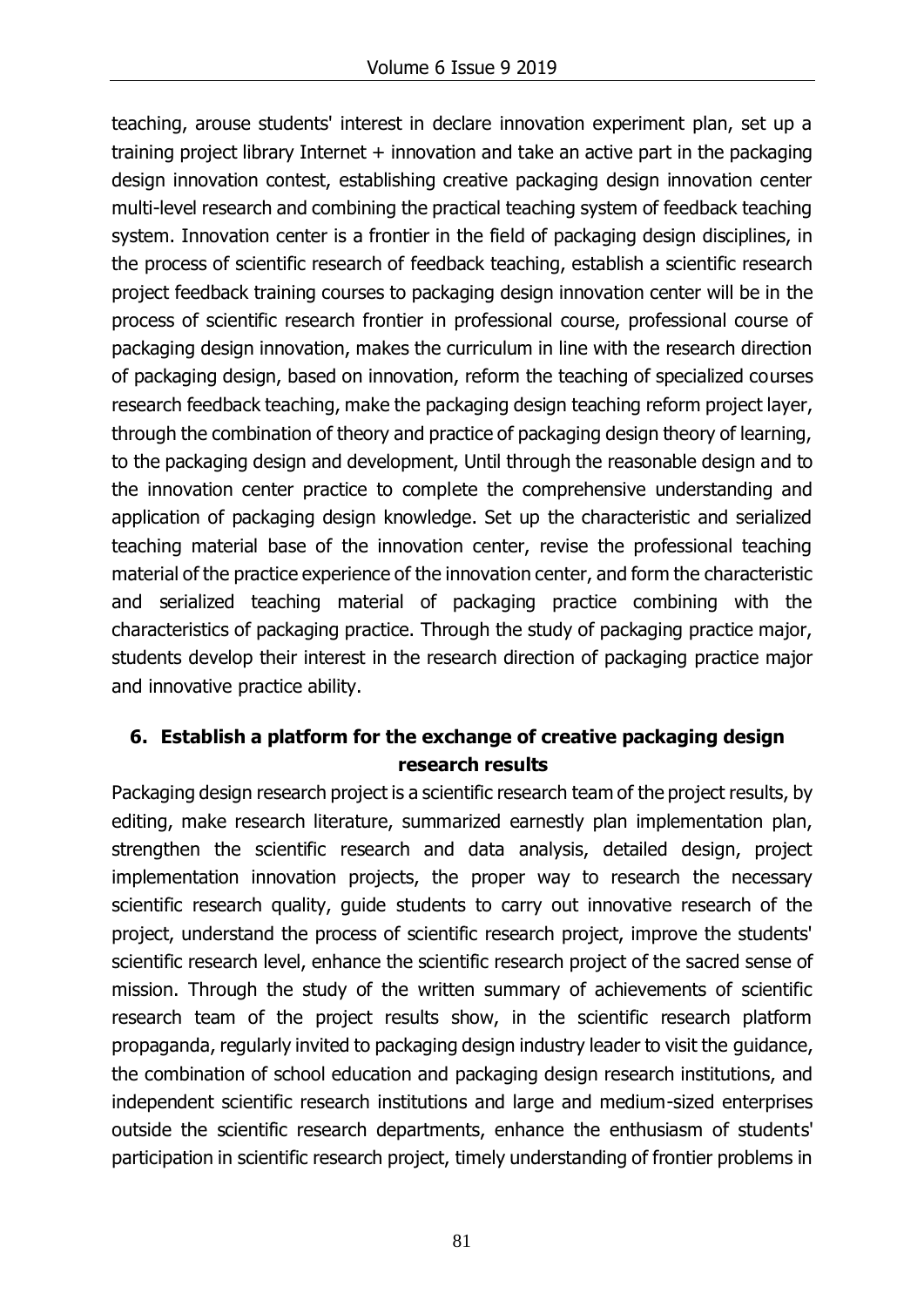teaching, arouse students' interest in declare innovation experiment plan, set up a training project library Internet + innovation and take an active part in the packaging design innovation contest, establishing creative packaging design innovation center multi-level research and combining the practical teaching system of feedback teaching system. Innovation center is a frontier in the field of packaging design disciplines, in the process of scientific research of feedback teaching, establish a scientific research project feedback training courses to packaging design innovation center will be in the process of scientific research frontier in professional course, professional course of packaging design innovation, makes the curriculum in line with the research direction of packaging design, based on innovation, reform the teaching of specialized courses research feedback teaching, make the packaging design teaching reform project layer, through the combination of theory and practice of packaging design theory of learning, to the packaging design and development, Until through the reasonable design and to the innovation center practice to complete the comprehensive understanding and application of packaging design knowledge. Set up the characteristic and serialized teaching material base of the innovation center, revise the professional teaching material of the practice experience of the innovation center, and form the characteristic and serialized teaching material of packaging practice combining with the characteristics of packaging practice. Through the study of packaging practice major, students develop their interest in the research direction of packaging practice major and innovative practice ability.

## 6. Establish a platform for the exchange of creative packaging design research results

Packaging design research project is a scientific research team of the project results, by editing, make research literature, summarized earnestly plan implementation plan, strengthen the scientific research and data analysis, detailed design, project implementation innovation projects, the proper way to research the necessary scientific research quality, guide students to carry out innovative research of the project, understand the process of scientific research project, improve the students' scientific research level, enhance the scientific research project of the sacred sense of mission. Through the study of the written summary of achievements of scientific research team of the project results show, in the scientific research platform propaganda, regularly invited to packaging design industry leader to visit the guidance, the combination of school education and packaging design research institutions, and independent scientific research institutions and large and medium-sized enterprises outside the scientific research departments, enhance the enthusiasm of students' participation in scientific research project, timely understanding of frontier problems in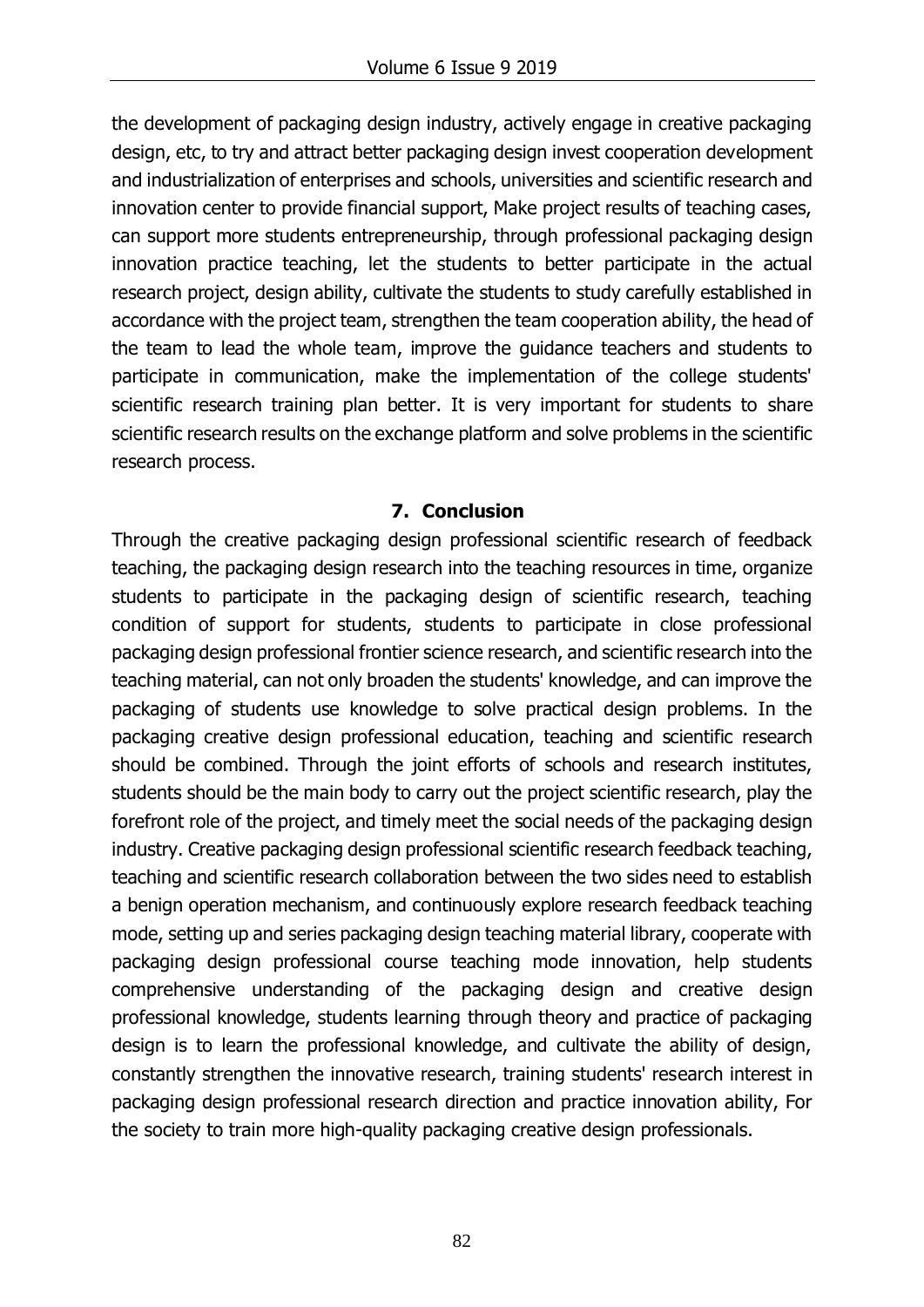the development of packaging design industry, actively engage in creative packaging design, etc, to try and attract better packaging design invest cooperation development and industrialization of enterprises and schools, universities and scientific research and innovation center to provide financial support, Make project results of teaching cases, can support more students entrepreneurship, through professional packaging design innovation practice teaching, let the students to better participate in the actual research project, design ability, cultivate the students to study carefully established in accordance with the project team, strengthen the team cooperation ability, the head of the team to lead the whole team, improve the guidance teachers and students to participate in communication, make the implementation of the college students' scientific research training plan better. It is very important for students to share scientific research results on the exchange platform and solve problems in the scientific research process.

## 7. Conclusion

Through the creative packaging design professional scientific research of feedback teaching, the packaging design research into the teaching resources in time, organize students to participate in the packaging design of scientific research, teaching condition of support for students, students to participate in close professional packaging design professional frontier science research, and scientific research into the teaching material, can not only broaden the students' knowledge, and can improve the packaging of students use knowledge to solve practical design problems. In the packaging creative design professional education, teaching and scientific research should be combined. Through the joint efforts of schools and research institutes, students should be the main body to carry out the project scientific research, play the forefront role of the project, and timely meet the social needs of the packaging design industry. Creative packaging design professional scientific research feedback teaching, teaching and scientific research collaboration between the two sides need to establish a benign operation mechanism, and continuously explore research feedback teaching mode, setting up and series packaging design teaching material library, cooperate with packaging design professional course teaching mode innovation, help students comprehensive understanding of the packaging design and creative design professional knowledge, students learning through theory and practice of packaging design is to learn the professional knowledge, and cultivate the ability of design, constantly strengthen the innovative research, training students' research interest in packaging design professional research direction and practice innovation ability, For the society to train more high-quality packaging creative design professionals.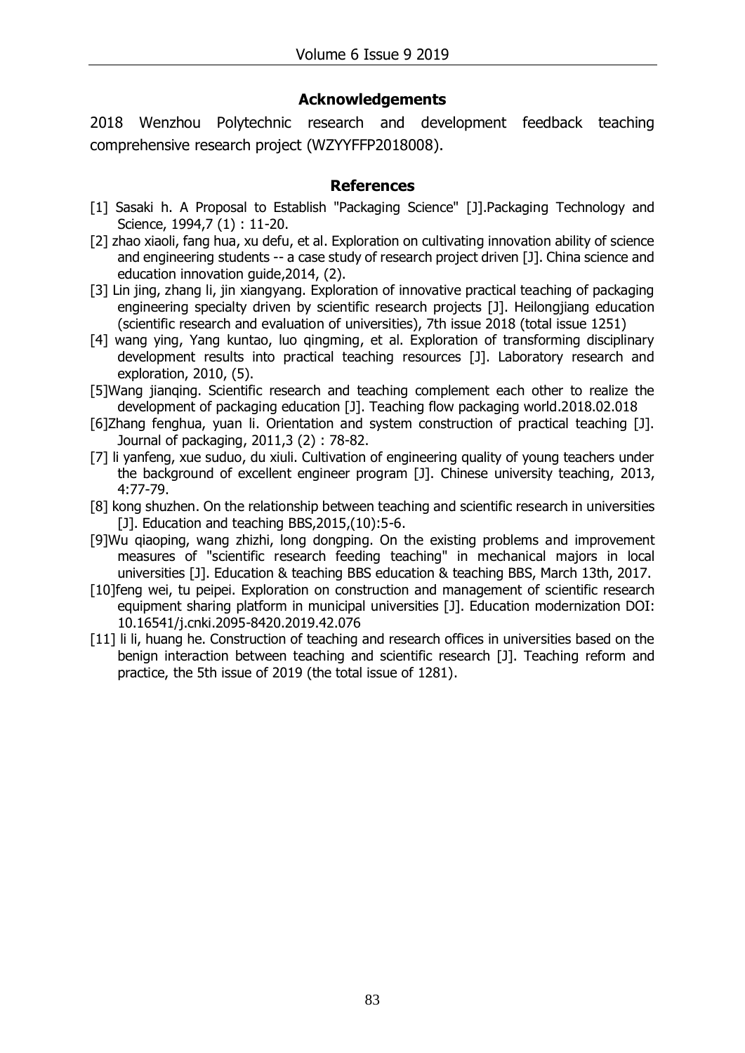## Acknowledgements

2018 Wenzhou Polytechnic research and development feedback teaching comprehensive research project (WZYYFFP2018008).

## References

[1] Sasaki h. A Proposal to Establish "Packaging Science" [J].Packaging Technology and Science, 1994,7 (1) : 11-20.

[2] zhao xiaoli, fang hua, xu defu, et al. Exploration on cultivating innovation ability of science and engineering students -- a case study of research project driven [J]. China science and education innovation guide,2014, (2).

[3] Lin jing, zhang li, jin xiangyang. Exploration of innovative practical teaching of packaging engineering specialty driven by scientific research projects [J]. Heilongjiang education (scientific research and evaluation of universities), 7th issue 2018 (total issue 1251)

[4] wang ying, Yang kuntao, luo qingming, et al. Exploration of transforming disciplinary development results into practical teaching resources [J]. Laboratory research and exploration, 2010, (5).

[5]Wang jianqing. Scientific research and teaching complement each other to realize the development of packaging education [J]. Teaching flow packaging world.2018.02.018

[6]Zhang fenghua, yuan li. Orientation and system construction of practical teaching [J]. Journal of packaging, 2011,3 (2) : 78-82.

[7] li yanfeng, xue suduo, du xiuli. Cultivation of engineering quality of young teachers under the background of excellent engineer program [J]. Chinese university teaching, 2013, 4:77-79.

[8] kong shuzhen. On the relationship between teaching and scientific research in universities [J]. Education and teaching BBS,2015,(10):5-6.

[9]Wu qiaoping, wang zhizhi, long dongping. On the existing problems and improvement measures of "scientific research feeding teaching" in mechanical majors in local universities [J]. Education & teaching BBS education & teaching BBS, March 13th, 2017.

[10]feng wei, tu peipei. Exploration on construction and management of scientific research equipment sharing platform in municipal universities [J]. Education modernization DOI: 10.16541/j.cnki.2095-8420.2019.42.076

[11] li li, huang he. Construction of teaching and research offices in universities based on the benign interaction between teaching and scientific research [J]. Teaching reform and practice, the 5th issue of 2019 (the total issue of 1281).